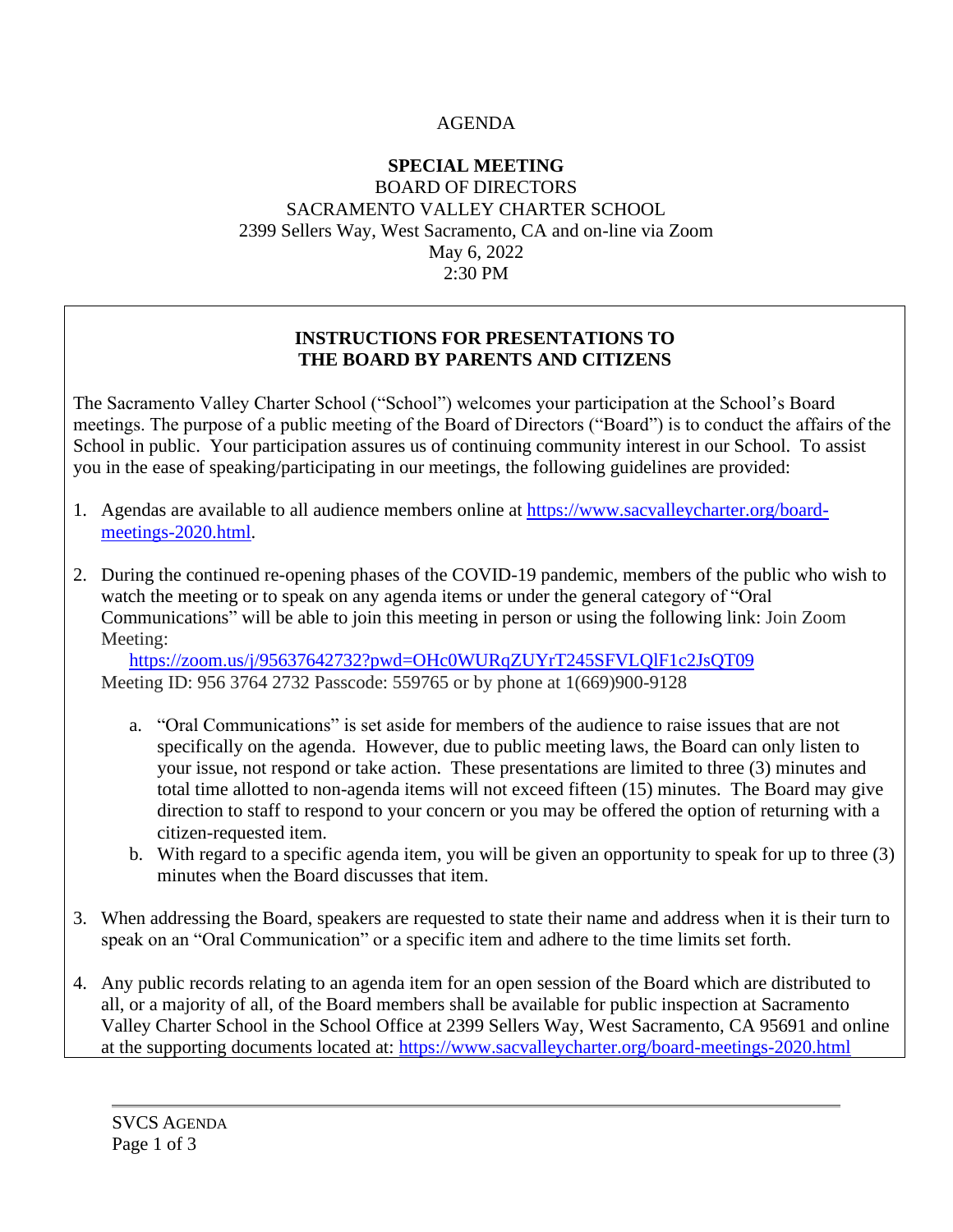# AGENDA

**SPECIAL MEETING**
BOARD OF DIRECTORS
SACRAMENTO VALLEY CHARTER SCHOOL
2399 Sellers Way, West Sacramento, CA and on-line via Zoom
May 6, 2022
2:30 PM

## INSTRUCTIONS FOR PRESENTATIONS TO THE BOARD BY PARENTS AND CITIZENS

The Sacramento Valley Charter School ("School") welcomes your participation at the School's Board meetings. The purpose of a public meeting of the Board of Directors ("Board") is to conduct the affairs of the School in public. Your participation assures us of continuing community interest in our School. To assist you in the ease of speaking/participating in our meetings, the following guidelines are provided:

1. Agendas are available to all audience members online at https://www.sacvalleycharter.org/board-meetings-2020.html.

2. During the continued re-opening phases of the COVID-19 pandemic, members of the public who wish to watch the meeting or to speak on any agenda items or under the general category of "Oral Communications" will be able to join this meeting in person or using the following link: Join Zoom Meeting:
   https://zoom.us/j/95637642732?pwd=OHc0WURqZUYrT245SFVLQlF1c2JsQT09
   Meeting ID: 956 3764 2732 Passcode: 559765 or by phone at 1(669)900-9128

   a. "Oral Communications" is set aside for members of the audience to raise issues that are not specifically on the agenda. However, due to public meeting laws, the Board can only listen to your issue, not respond or take action. These presentations are limited to three (3) minutes and total time allotted to non-agenda items will not exceed fifteen (15) minutes. The Board may give direction to staff to respond to your concern or you may be offered the option of returning with a citizen-requested item.
   b. With regard to a specific agenda item, you will be given an opportunity to speak for up to three (3) minutes when the Board discusses that item.

3. When addressing the Board, speakers are requested to state their name and address when it is their turn to speak on an "Oral Communication" or a specific item and adhere to the time limits set forth.

4. Any public records relating to an agenda item for an open session of the Board which are distributed to all, or a majority of all, of the Board members shall be available for public inspection at Sacramento Valley Charter School in the School Office at 2399 Sellers Way, West Sacramento, CA 95691 and online at the supporting documents located at: https://www.sacvalleycharter.org/board-meetings-2020.html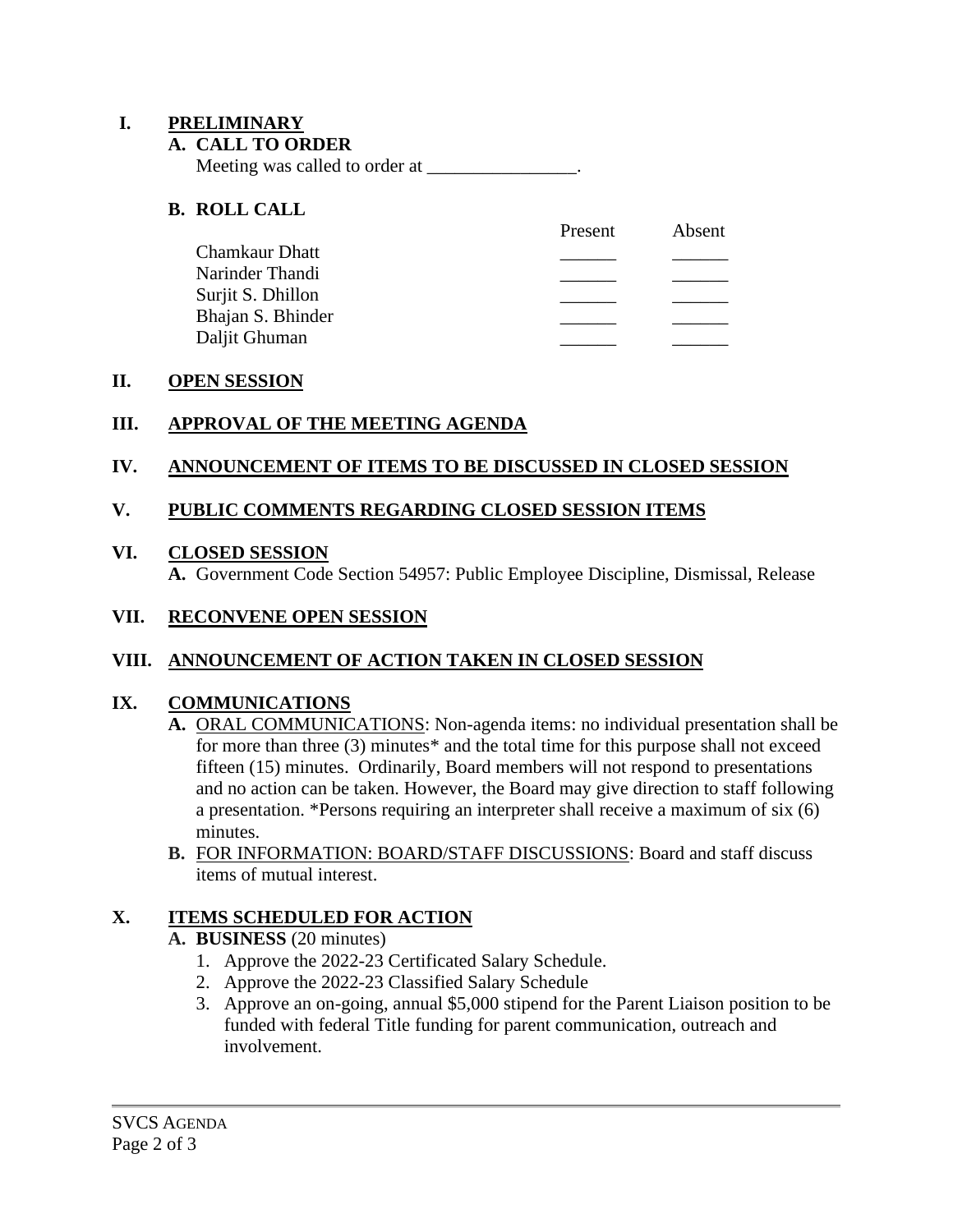## I. PRELIMINARY

### A. CALL TO ORDER

Meeting was called to order at ________________.

### B. ROLL CALL

| | Present | Absent |
|---|---|---|
| Chamkaur Dhatt | ______ | ______ |
| Narinder Thandi | ______ | ______ |
| Surjit S. Dhillon | ______ | ______ |
| Bhajan S. Bhinder | ______ | ______ |
| Daljit Ghuman | ______ | ______ |

## II. OPEN SESSION

## III. APPROVAL OF THE MEETING AGENDA

## IV. ANNOUNCEMENT OF ITEMS TO BE DISCUSSED IN CLOSED SESSION

## V. PUBLIC COMMENTS REGARDING CLOSED SESSION ITEMS

## VI. CLOSED SESSION

**A.** Government Code Section 54957: Public Employee Discipline, Dismissal, Release

## VII. RECONVENE OPEN SESSION

## VIII. ANNOUNCEMENT OF ACTION TAKEN IN CLOSED SESSION

## IX. COMMUNICATIONS

**A.** ORAL COMMUNICATIONS: Non-agenda items: no individual presentation shall be for more than three (3) minutes* and the total time for this purpose shall not exceed fifteen (15) minutes. Ordinarily, Board members will not respond to presentations and no action can be taken. However, the Board may give direction to staff following a presentation. *Persons requiring an interpreter shall receive a maximum of six (6) minutes.

**B.** FOR INFORMATION: BOARD/STAFF DISCUSSIONS: Board and staff discuss items of mutual interest.

## X. ITEMS SCHEDULED FOR ACTION

### A. BUSINESS (20 minutes)

1. Approve the 2022-23 Certificated Salary Schedule.
2. Approve the 2022-23 Classified Salary Schedule
3. Approve an on-going, annual $5,000 stipend for the Parent Liaison position to be funded with federal Title funding for parent communication, outreach and involvement.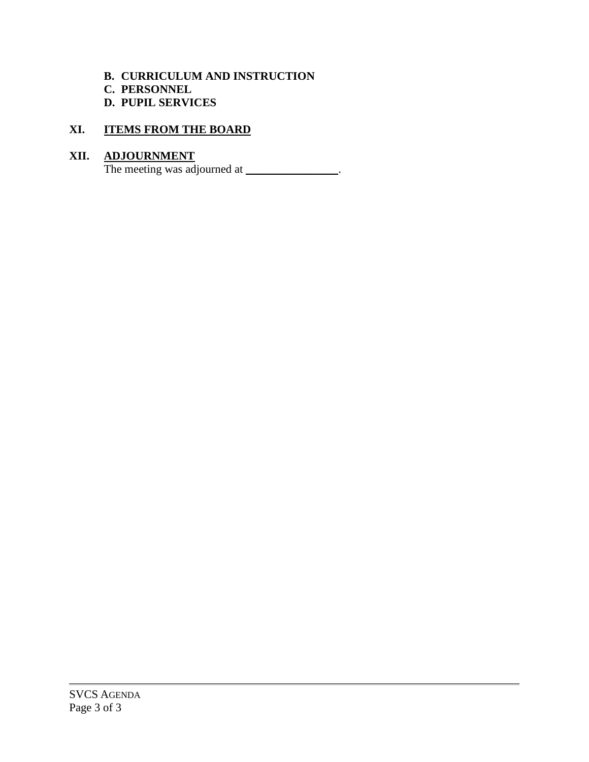**B. CURRICULUM AND INSTRUCTION**

**C. PERSONNEL**

**D. PUPIL SERVICES**

## XI. ITEMS FROM THE BOARD

## XII. ADJOURNMENT

The meeting was adjourned at ________________.